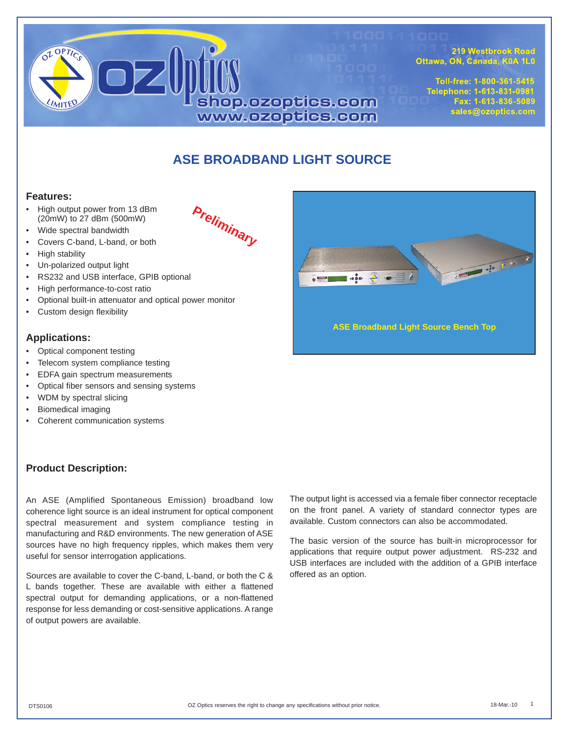219 Westbrook Road
Ottawa, ON, Canada, K0A 1L0

Toll-free: 1-800-361-5415
Telephone: 1-613-831-0981
Fax: 1-613-836-5089
sales@ozoptics.com

shop.ozoptics.com
www.ozoptics.com

# ASE BROADBAND LIGHT SOURCE

*Preliminary*

## Features:

- High output power from 13 dBm (20mW) to 27 dBm (500mW)
- Wide spectral bandwidth
- Covers C-band, L-band, or both
- High stability
- Un-polarized output light
- RS232 and USB interface, GPIB optional
- High performance-to-cost ratio
- Optional built-in attenuator and optical power monitor
- Custom design flexibility

ASE Broadband Light Source Bench Top

## Applications:

- Optical component testing
- Telecom system compliance testing
- EDFA gain spectrum measurements
- Optical fiber sensors and sensing systems
- WDM by spectral slicing
- Biomedical imaging
- Coherent communication systems

## Product Description:

An ASE (Amplified Spontaneous Emission) broadband low coherence light source is an ideal instrument for optical component spectral measurement and system compliance testing in manufacturing and R&D environments. The new generation of ASE sources have no high frequency ripples, which makes them very useful for sensor interrogation applications.

Sources are available to cover the C-band, L-band, or both the C & L bands together. These are available with either a flattened spectral output for demanding applications, or a non-flattened response for less demanding or cost-sensitive applications. A range of output powers are available.

The output light is accessed via a female fiber connector receptacle on the front panel. A variety of standard connector types are available. Custom connectors can also be accommodated.

The basic version of the source has built-in microprocessor for applications that require output power adjustment. RS-232 and USB interfaces are included with the addition of a GPIB interface offered as an option.

DTS0106 — OZ Optics reserves the right to change any specifications without prior notice. — 18-Mar.-10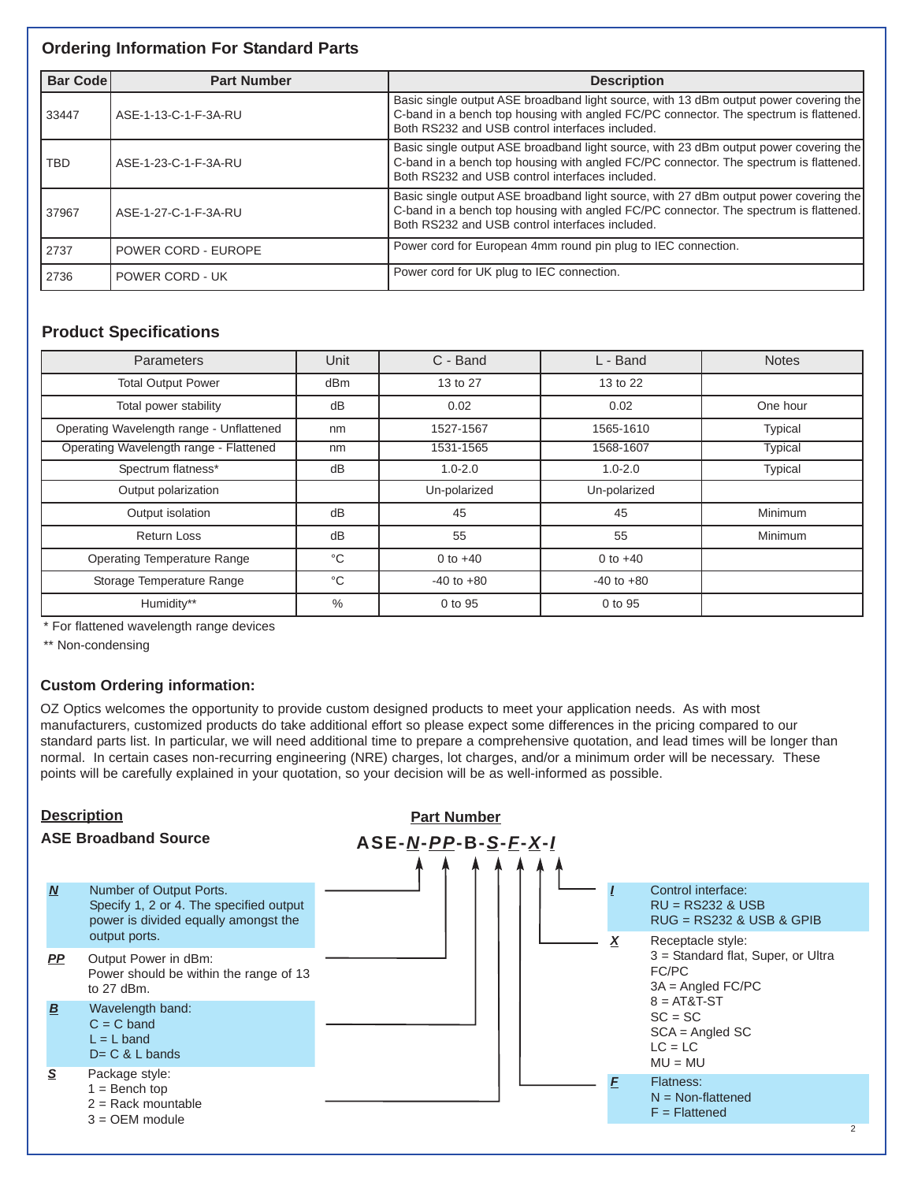## Ordering Information For Standard Parts

| Bar Code | Part Number | Description |
|---|---|---|
| 33447 | ASE-1-13-C-1-F-3A-RU | Basic single output ASE broadband light source, with 13 dBm output power covering the C-band in a bench top housing with angled FC/PC connector. The spectrum is flattened. Both RS232 and USB control interfaces included. |
| TBD | ASE-1-23-C-1-F-3A-RU | Basic single output ASE broadband light source, with 23 dBm output power covering the C-band in a bench top housing with angled FC/PC connector. The spectrum is flattened. Both RS232 and USB control interfaces included. |
| 37967 | ASE-1-27-C-1-F-3A-RU | Basic single output ASE broadband light source, with 27 dBm output power covering the C-band in a bench top housing with angled FC/PC connector. The spectrum is flattened. Both RS232 and USB control interfaces included. |
| 2737 | POWER CORD - EUROPE | Power cord for European 4mm round pin plug to IEC connection. |
| 2736 | POWER CORD - UK | Power cord for UK plug to IEC connection. |

## Product Specifications

| Parameters | Unit | C - Band | L - Band | Notes |
|---|---|---|---|---|
| Total Output Power | dBm | 13 to 27 | 13 to 22 | |
| Total power stability | dB | 0.02 | 0.02 | One hour |
| Operating Wavelength range - Unflattened | nm | 1527-1567 | 1565-1610 | Typical |
| Operating Wavelength range - Flattened | nm | 1531-1565 | 1568-1607 | Typical |
| Spectrum flatness* | dB | 1.0-2.0 | 1.0-2.0 | Typical |
| Output polarization | | Un-polarized | Un-polarized | |
| Output isolation | dB | 45 | 45 | Minimum |
| Return Loss | dB | 55 | 55 | Minimum |
| Operating Temperature Range | °C | 0 to +40 | 0 to +40 | |
| Storage Temperature Range | °C | -40 to +80 | -40 to +80 | |
| Humidity** | % | 0 to 95 | 0 to 95 | |

\* For flattened wavelength range devices

\*\* Non-condensing

### Custom Ordering information:

OZ Optics welcomes the opportunity to provide custom designed products to meet your application needs. As with most manufacturers, customized products do take additional effort so please expect some differences in the pricing compared to our standard parts list. In particular, we will need additional time to prepare a comprehensive quotation, and lead times will be longer than normal. In certain cases non-recurring engineering (NRE) charges, lot charges, and/or a minimum order will be necessary. These points will be carefully explained in your quotation, so your decision will be as well-informed as possible.

**Description**

**ASE Broadband Source**

**Part Number**

**ASE-*N*-*PP*-B-*S*-*F*-*X*-*I***

***N*** Number of Output Ports. Specify 1, 2 or 4. The specified output power is divided equally amongst the output ports.

***PP*** Output Power in dBm: Power should be within the range of 13 to 27 dBm.

***B*** Wavelength band:
- C = C band
- L = L band
- D= C & L bands

***S*** Package style:
- 1 = Bench top
- 2 = Rack mountable
- 3 = OEM module

***I*** Control interface:
- RU = RS232 & USB
- RUG = RS232 & USB & GPIB

***X*** Receptacle style:
- 3 = Standard flat, Super, or Ultra FC/PC
- 3A = Angled FC/PC
- 8 = AT&T-ST
- SC = SC
- SCA = Angled SC
- LC = LC
- MU = MU

***F*** Flatness:
- N = Non-flattened
- F = Flattened